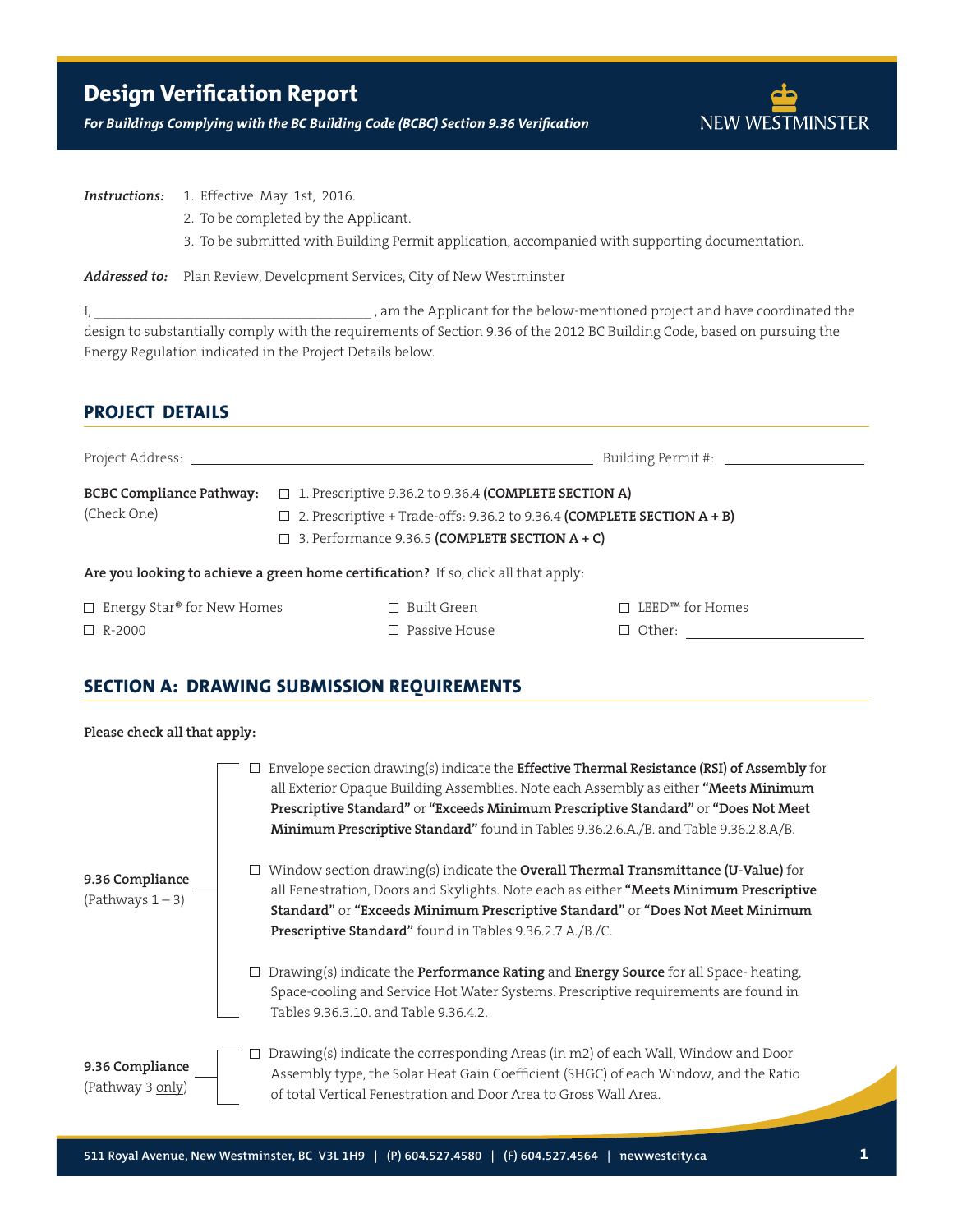# Design Verification Report

***For Buildings Complying with the BC Building Code (BCBC) Section 9.36 Verification***

NEW WESTMINSTER

***Instructions:***

1. Effective May 1st, 2016.
2. To be completed by the Applicant.
3. To be submitted with Building Permit application, accompanied with supporting documentation.

***Addressed to:*** Plan Review, Development Services, City of New Westminster

I, ______________________________________ , am the Applicant for the below-mentioned project and have coordinated the design to substantially comply with the requirements of Section 9.36 of the 2012 BC Building Code, based on pursuing the Energy Regulation indicated in the Project Details below.

## PROJECT DETAILS

Project Address: ____________________________________________________ Building Permit #: ________________

**BCBC Compliance Pathway:** (Check One)

- ☐ 1. Prescriptive 9.36.2 to 9.36.4 **(COMPLETE SECTION A)**
- ☐ 2. Prescriptive + Trade-offs: 9.36.2 to 9.36.4 **(COMPLETE SECTION A + B)**
- ☐ 3. Performance 9.36.5 **(COMPLETE SECTION A + C)**

**Are you looking to achieve a green home certification?** If so, click all that apply:

- ☐ Energy Star® for New Homes
- ☐ Built Green
- ☐ LEED™ for Homes
- ☐ R-2000
- ☐ Passive House
- ☐ Other: ____________________

## SECTION A: DRAWING SUBMISSION REQUIREMENTS

**Please check all that apply:**

**9.36 Compliance** (Pathways 1 – 3)

- ☐ Envelope section drawing(s) indicate the **Effective Thermal Resistance (RSI) of Assembly** for all Exterior Opaque Building Assemblies. Note each Assembly as either **"Meets Minimum Prescriptive Standard"** or **"Exceeds Minimum Prescriptive Standard"** or **"Does Not Meet Minimum Prescriptive Standard"** found in Tables 9.36.2.6.A./B. and Table 9.36.2.8.A/B.
- ☐ Window section drawing(s) indicate the **Overall Thermal Transmittance (U-Value)** for all Fenestration, Doors and Skylights. Note each as either **"Meets Minimum Prescriptive Standard"** or **"Exceeds Minimum Prescriptive Standard"** or **"Does Not Meet Minimum Prescriptive Standard"** found in Tables 9.36.2.7.A./B./C.
- ☐ Drawing(s) indicate the **Performance Rating** and **Energy Source** for all Space- heating, Space-cooling and Service Hot Water Systems. Prescriptive requirements are found in Tables 9.36.3.10. and Table 9.36.4.2.

**9.36 Compliance** (Pathway 3 only)

- ☐ Drawing(s) indicate the corresponding Areas (in m2) of each Wall, Window and Door Assembly type, the Solar Heat Gain Coefficient (SHGC) of each Window, and the Ratio of total Vertical Fenestration and Door Area to Gross Wall Area.

511 Royal Avenue, New Westminster, BC V3L 1H9 | (P) 604.527.4580 | (F) 604.527.4564 | newwestcity.ca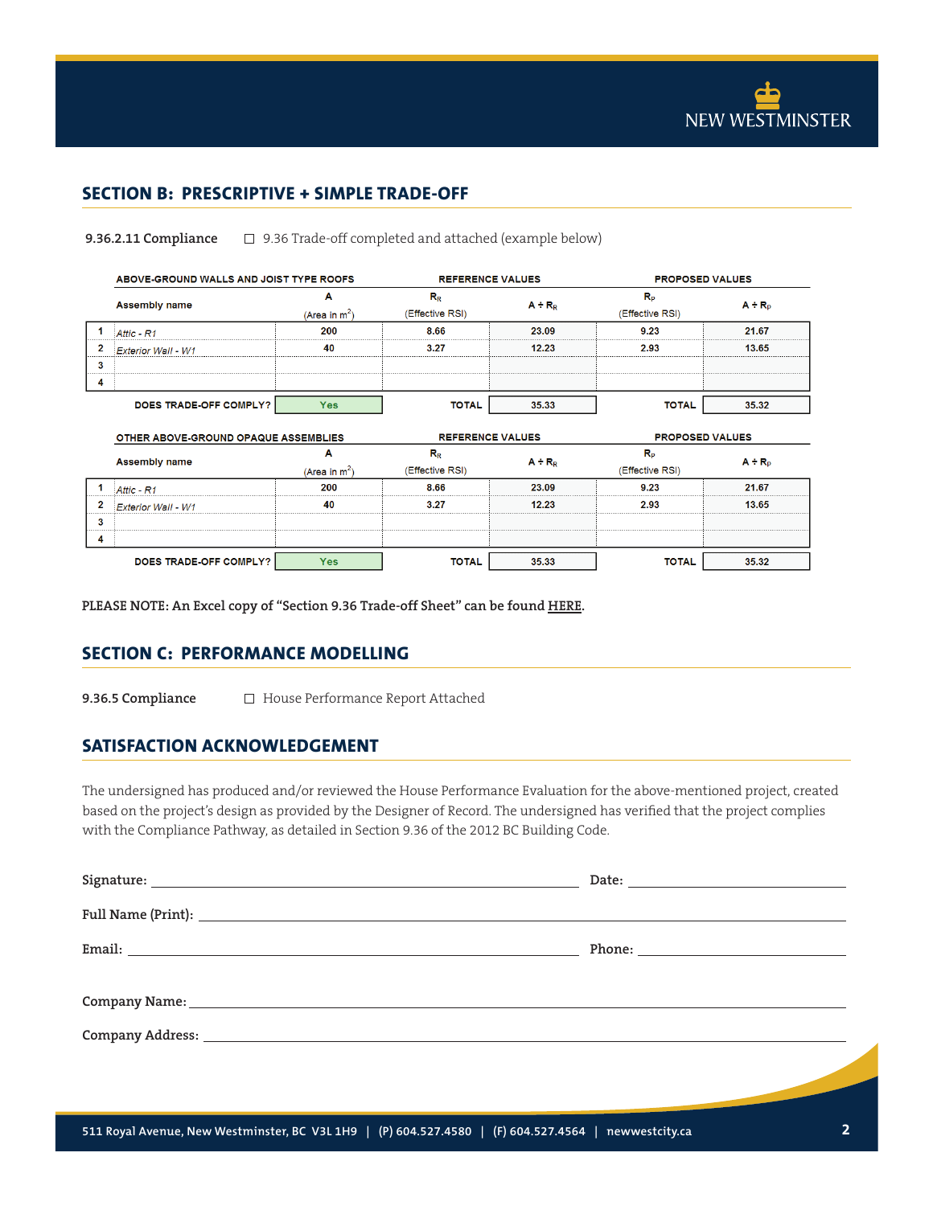## SECTION B: PRESCRIPTIVE + SIMPLE TRADE-OFF

**9.36.2.11 Compliance** ☐ 9.36 Trade-off completed and attached (example below)

| | ABOVE-GROUND WALLS AND JOIST TYPE ROOFS | | REFERENCE VALUES | | PROPOSED VALUES | |
|---|---|---|---|---|---|---|
| | Assembly name | A (Area in $m^2$) | $R_R$ (Effective RSI) | $A \div R_R$ | $R_P$ (Effective RSI) | $A \div R_P$ |
| 1 | *Attic - R1* | 200 | 8.66 | 23.09 | 9.23 | 21.67 |
| 2 | *Exterior Wall - W1* | 40 | 3.27 | 12.23 | 2.93 | 13.65 |
| 3 | | | | | | |
| 4 | | | | | | |
| | DOES TRADE-OFF COMPLY? | Yes | TOTAL | 35.33 | TOTAL | 35.32 |

| | OTHER ABOVE-GROUND OPAQUE ASSEMBLIES | | REFERENCE VALUES | | PROPOSED VALUES | |
|---|---|---|---|---|---|---|
| | Assembly name | A (Area in $m^2$) | $R_R$ (Effective RSI) | $A \div R_R$ | $R_P$ (Effective RSI) | $A \div R_P$ |
| 1 | *Attic - R1* | 200 | 8.66 | 23.09 | 9.23 | 21.67 |
| 2 | *Exterior Wall - W1* | 40 | 3.27 | 12.23 | 2.93 | 13.65 |
| 3 | | | | | | |
| 4 | | | | | | |
| | DOES TRADE-OFF COMPLY? | Yes | TOTAL | 35.33 | TOTAL | 35.32 |

**PLEASE NOTE: An Excel copy of "Section 9.36 Trade-off Sheet" can be found HERE.**

## SECTION C: PERFORMANCE MODELLING

**9.36.5 Compliance** ☐ House Performance Report Attached

## SATISFACTION ACKNOWLEDGEMENT

The undersigned has produced and/or reviewed the House Performance Evaluation for the above-mentioned project, created based on the project's design as provided by the Designer of Record. The undersigned has verified that the project complies with the Compliance Pathway, as detailed in Section 9.36 of the 2012 BC Building Code.

**Signature:** ______________________________ **Date:** ______________

**Full Name (Print):** ______________________________

**Email:** ______________________________ **Phone:** ______________

**Company Name:** ______________________________

**Company Address:** ______________________________